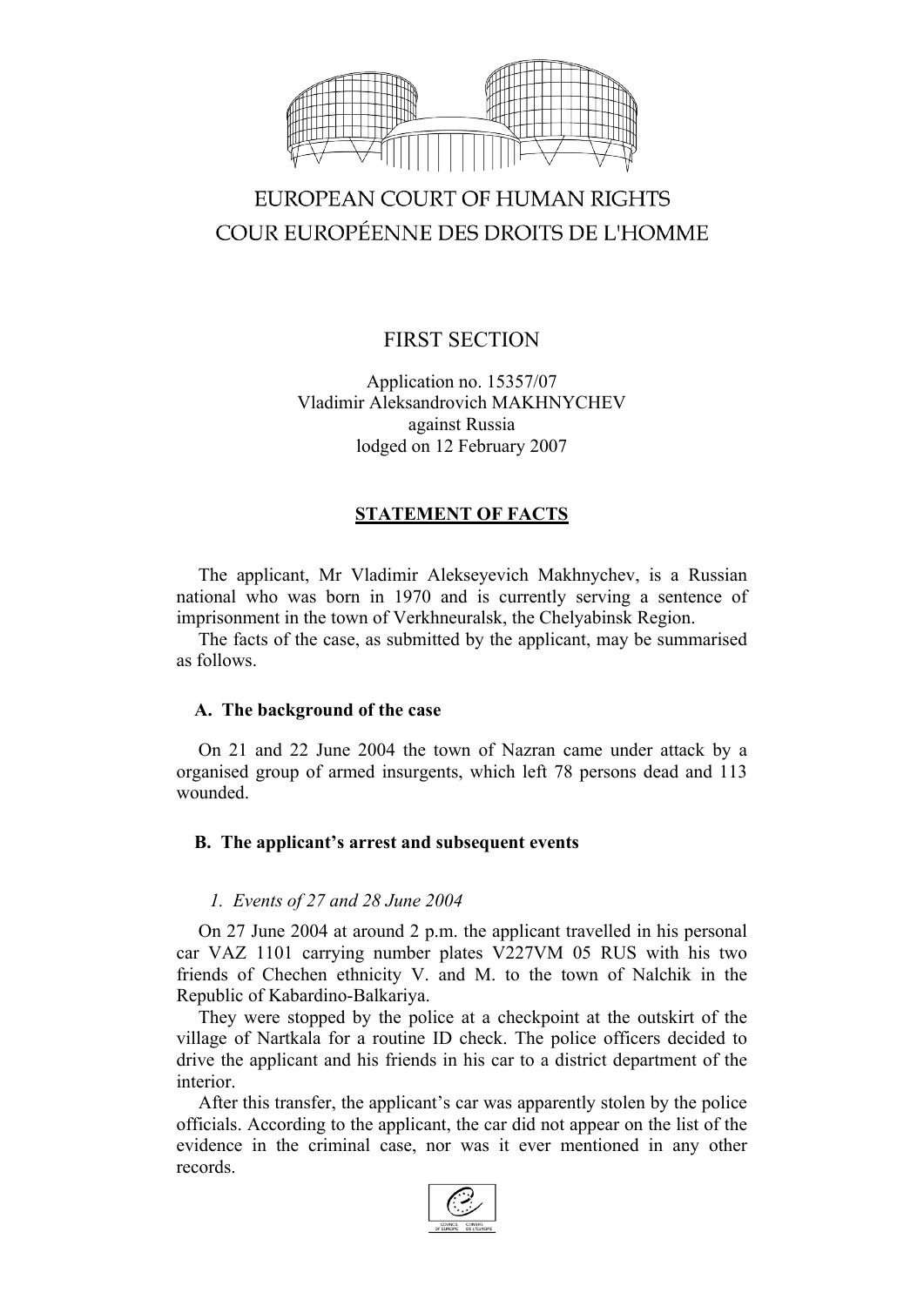EUROPEAN COURT OF HUMAN RIGHTS
COUR EUROPÉENNE DES DROITS DE L'HOMME

FIRST SECTION

Application no. 15357/07
Vladimir Aleksandrovich MAKHNYCHEV
against Russia
lodged on 12 February 2007

**STATEMENT OF FACTS**

The applicant, Mr Vladimir Alekseyevich Makhnychev, is a Russian national who was born in 1970 and is currently serving a sentence of imprisonment in the town of Verkhneuralsk, the Chelyabinsk Region.

The facts of the case, as submitted by the applicant, may be summarised as follows.

## A. The background of the case

On 21 and 22 June 2004 the town of Nazran came under attack by a organised group of armed insurgents, which left 78 persons dead and 113 wounded.

## B. The applicant's arrest and subsequent events

### *1. Events of 27 and 28 June 2004*

On 27 June 2004 at around 2 p.m. the applicant travelled in his personal car VAZ 1101 carrying number plates V227VM 05 RUS with his two friends of Chechen ethnicity V. and M. to the town of Nalchik in the Republic of Kabardino-Balkariya.

They were stopped by the police at a checkpoint at the outskirt of the village of Nartkala for a routine ID check. The police officers decided to drive the applicant and his friends in his car to a district department of the interior.

After this transfer, the applicant's car was apparently stolen by the police officials. According to the applicant, the car did not appear on the list of the evidence in the criminal case, nor was it ever mentioned in any other records.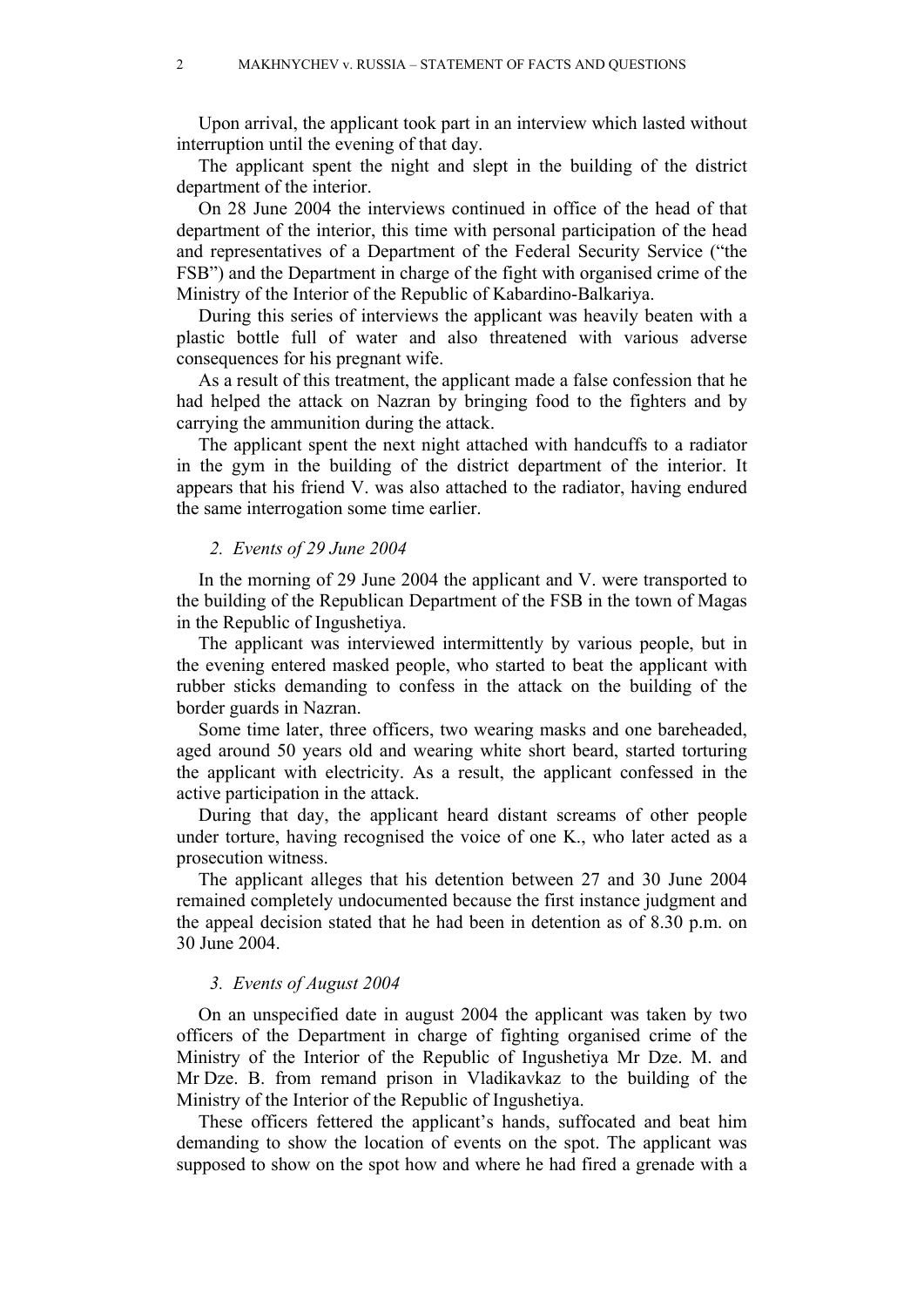Upon arrival, the applicant took part in an interview which lasted without interruption until the evening of that day.

The applicant spent the night and slept in the building of the district department of the interior.

On 28 June 2004 the interviews continued in office of the head of that department of the interior, this time with personal participation of the head and representatives of a Department of the Federal Security Service ("the FSB") and the Department in charge of the fight with organised crime of the Ministry of the Interior of the Republic of Kabardino-Balkariya.

During this series of interviews the applicant was heavily beaten with a plastic bottle full of water and also threatened with various adverse consequences for his pregnant wife.

As a result of this treatment, the applicant made a false confession that he had helped the attack on Nazran by bringing food to the fighters and by carrying the ammunition during the attack.

The applicant spent the next night attached with handcuffs to a radiator in the gym in the building of the district department of the interior. It appears that his friend V. was also attached to the radiator, having endured the same interrogation some time earlier.

### *2. Events of 29 June 2004*

In the morning of 29 June 2004 the applicant and V. were transported to the building of the Republican Department of the FSB in the town of Magas in the Republic of Ingushetiya.

The applicant was interviewed intermittently by various people, but in the evening entered masked people, who started to beat the applicant with rubber sticks demanding to confess in the attack on the building of the border guards in Nazran.

Some time later, three officers, two wearing masks and one bareheaded, aged around 50 years old and wearing white short beard, started torturing the applicant with electricity. As a result, the applicant confessed in the active participation in the attack.

During that day, the applicant heard distant screams of other people under torture, having recognised the voice of one K., who later acted as a prosecution witness.

The applicant alleges that his detention between 27 and 30 June 2004 remained completely undocumented because the first instance judgment and the appeal decision stated that he had been in detention as of 8.30 p.m. on 30 June 2004.

### *3. Events of August 2004*

On an unspecified date in august 2004 the applicant was taken by two officers of the Department in charge of fighting organised crime of the Ministry of the Interior of the Republic of Ingushetiya Mr Dze. M. and Mr Dze. B. from remand prison in Vladikavkaz to the building of the Ministry of the Interior of the Republic of Ingushetiya.

These officers fettered the applicant's hands, suffocated and beat him demanding to show the location of events on the spot. The applicant was supposed to show on the spot how and where he had fired a grenade with a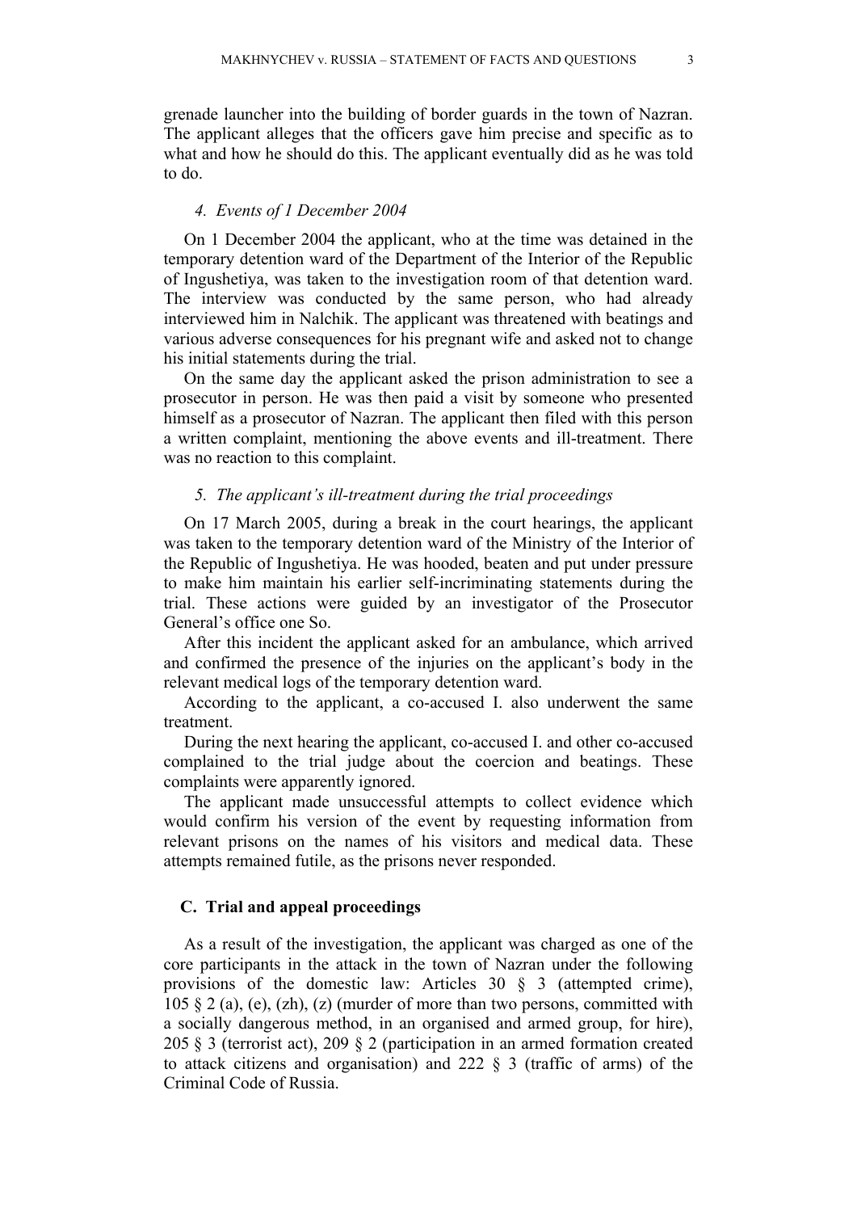grenade launcher into the building of border guards in the town of Nazran. The applicant alleges that the officers gave him precise and specific as to what and how he should do this. The applicant eventually did as he was told to do.

#### *4. Events of 1 December 2004*

On 1 December 2004 the applicant, who at the time was detained in the temporary detention ward of the Department of the Interior of the Republic of Ingushetiya, was taken to the investigation room of that detention ward. The interview was conducted by the same person, who had already interviewed him in Nalchik. The applicant was threatened with beatings and various adverse consequences for his pregnant wife and asked not to change his initial statements during the trial.

On the same day the applicant asked the prison administration to see a prosecutor in person. He was then paid a visit by someone who presented himself as a prosecutor of Nazran. The applicant then filed with this person a written complaint, mentioning the above events and ill-treatment. There was no reaction to this complaint.

#### *5. The applicant's ill-treatment during the trial proceedings*

On 17 March 2005, during a break in the court hearings, the applicant was taken to the temporary detention ward of the Ministry of the Interior of the Republic of Ingushetiya. He was hooded, beaten and put under pressure to make him maintain his earlier self-incriminating statements during the trial. These actions were guided by an investigator of the Prosecutor General's office one So.

After this incident the applicant asked for an ambulance, which arrived and confirmed the presence of the injuries on the applicant's body in the relevant medical logs of the temporary detention ward.

According to the applicant, a co-accused I. also underwent the same treatment.

During the next hearing the applicant, co-accused I. and other co-accused complained to the trial judge about the coercion and beatings. These complaints were apparently ignored.

The applicant made unsuccessful attempts to collect evidence which would confirm his version of the event by requesting information from relevant prisons on the names of his visitors and medical data. These attempts remained futile, as the prisons never responded.

### C. Trial and appeal proceedings

As a result of the investigation, the applicant was charged as one of the core participants in the attack in the town of Nazran under the following provisions of the domestic law: Articles 30 § 3 (attempted crime), 105 § 2 (a), (e), (zh), (z) (murder of more than two persons, committed with a socially dangerous method, in an organised and armed group, for hire), 205 § 3 (terrorist act), 209 § 2 (participation in an armed formation created to attack citizens and organisation) and 222 § 3 (traffic of arms) of the Criminal Code of Russia.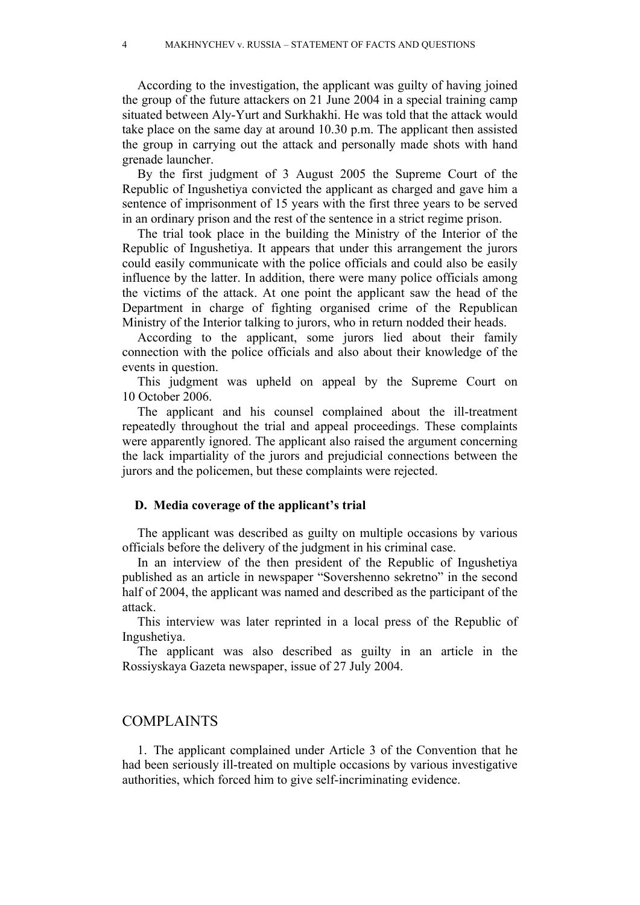According to the investigation, the applicant was guilty of having joined the group of the future attackers on 21 June 2004 in a special training camp situated between Aly-Yurt and Surkhakhi. He was told that the attack would take place on the same day at around 10.30 p.m. The applicant then assisted the group in carrying out the attack and personally made shots with hand grenade launcher.

By the first judgment of 3 August 2005 the Supreme Court of the Republic of Ingushetiya convicted the applicant as charged and gave him a sentence of imprisonment of 15 years with the first three years to be served in an ordinary prison and the rest of the sentence in a strict regime prison.

The trial took place in the building the Ministry of the Interior of the Republic of Ingushetiya. It appears that under this arrangement the jurors could easily communicate with the police officials and could also be easily influence by the latter. In addition, there were many police officials among the victims of the attack. At one point the applicant saw the head of the Department in charge of fighting organised crime of the Republican Ministry of the Interior talking to jurors, who in return nodded their heads.

According to the applicant, some jurors lied about their family connection with the police officials and also about their knowledge of the events in question.

This judgment was upheld on appeal by the Supreme Court on 10 October 2006.

The applicant and his counsel complained about the ill-treatment repeatedly throughout the trial and appeal proceedings. These complaints were apparently ignored. The applicant also raised the argument concerning the lack impartiality of the jurors and prejudicial connections between the jurors and the policemen, but these complaints were rejected.

### D. Media coverage of the applicant's trial

The applicant was described as guilty on multiple occasions by various officials before the delivery of the judgment in his criminal case.

In an interview of the then president of the Republic of Ingushetiya published as an article in newspaper "Sovershenno sekretno" in the second half of 2004, the applicant was named and described as the participant of the attack.

This interview was later reprinted in a local press of the Republic of Ingushetiya.

The applicant was also described as guilty in an article in the Rossiyskaya Gazeta newspaper, issue of 27 July 2004.

## COMPLAINTS

1. The applicant complained under Article 3 of the Convention that he had been seriously ill-treated on multiple occasions by various investigative authorities, which forced him to give self-incriminating evidence.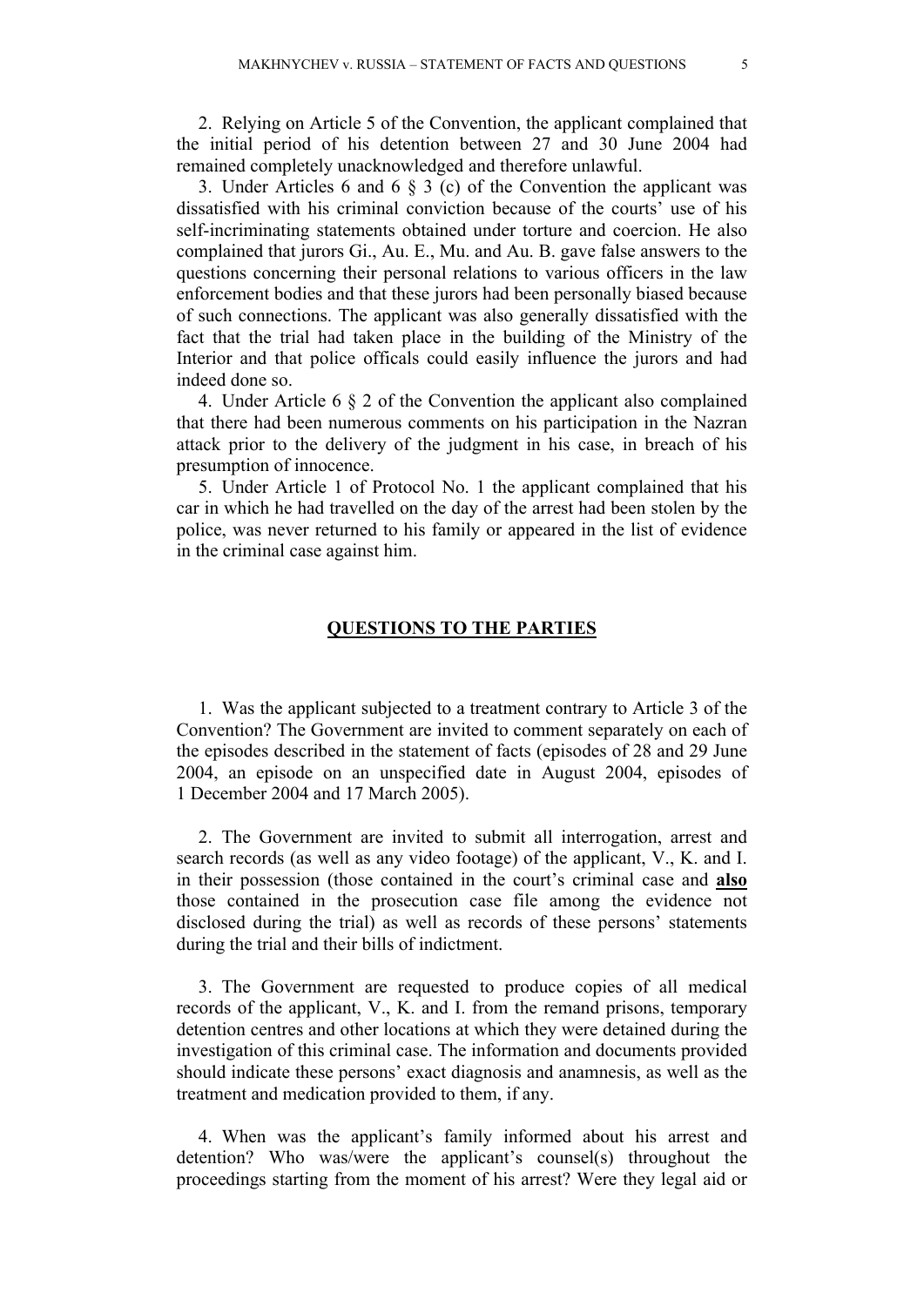2. Relying on Article 5 of the Convention, the applicant complained that the initial period of his detention between 27 and 30 June 2004 had remained completely unacknowledged and therefore unlawful.

3. Under Articles 6 and 6 § 3 (c) of the Convention the applicant was dissatisfied with his criminal conviction because of the courts' use of his self-incriminating statements obtained under torture and coercion. He also complained that jurors Gi., Au. E., Mu. and Au. B. gave false answers to the questions concerning their personal relations to various officers in the law enforcement bodies and that these jurors had been personally biased because of such connections. The applicant was also generally dissatisfied with the fact that the trial had taken place in the building of the Ministry of the Interior and that police officals could easily influence the jurors and had indeed done so.

4. Under Article 6 § 2 of the Convention the applicant also complained that there had been numerous comments on his participation in the Nazran attack prior to the delivery of the judgment in his case, in breach of his presumption of innocence.

5. Under Article 1 of Protocol No. 1 the applicant complained that his car in which he had travelled on the day of the arrest had been stolen by the police, was never returned to his family or appeared in the list of evidence in the criminal case against him.

## QUESTIONS TO THE PARTIES

1. Was the applicant subjected to a treatment contrary to Article 3 of the Convention? The Government are invited to comment separately on each of the episodes described in the statement of facts (episodes of 28 and 29 June 2004, an episode on an unspecified date in August 2004, episodes of 1 December 2004 and 17 March 2005).

2. The Government are invited to submit all interrogation, arrest and search records (as well as any video footage) of the applicant, V., K. and I. in their possession (those contained in the court's criminal case and **also** those contained in the prosecution case file among the evidence not disclosed during the trial) as well as records of these persons' statements during the trial and their bills of indictment.

3. The Government are requested to produce copies of all medical records of the applicant, V., K. and I. from the remand prisons, temporary detention centres and other locations at which they were detained during the investigation of this criminal case. The information and documents provided should indicate these persons' exact diagnosis and anamnesis, as well as the treatment and medication provided to them, if any.

4. When was the applicant's family informed about his arrest and detention? Who was/were the applicant's counsel(s) throughout the proceedings starting from the moment of his arrest? Were they legal aid or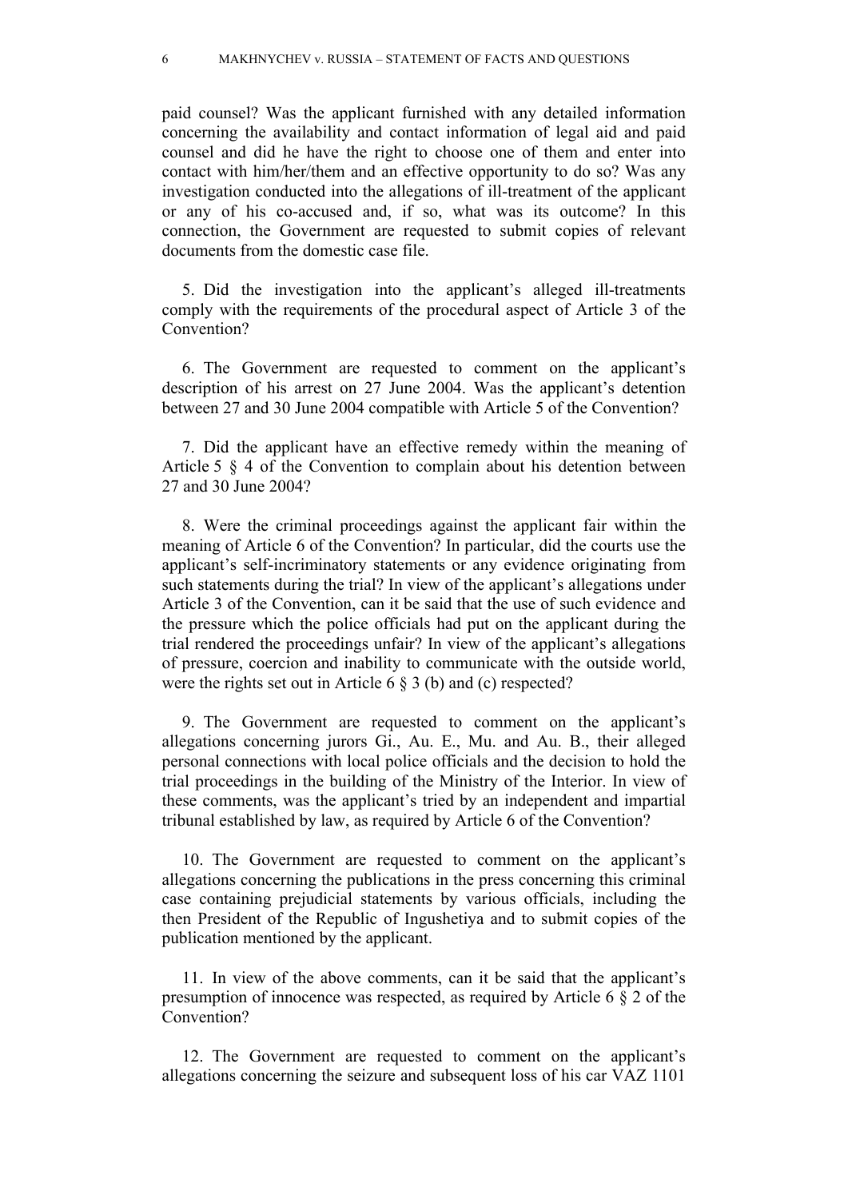paid counsel? Was the applicant furnished with any detailed information concerning the availability and contact information of legal aid and paid counsel and did he have the right to choose one of them and enter into contact with him/her/them and an effective opportunity to do so? Was any investigation conducted into the allegations of ill-treatment of the applicant or any of his co-accused and, if so, what was its outcome? In this connection, the Government are requested to submit copies of relevant documents from the domestic case file.

5. Did the investigation into the applicant's alleged ill-treatments comply with the requirements of the procedural aspect of Article 3 of the Convention?

6. The Government are requested to comment on the applicant's description of his arrest on 27 June 2004. Was the applicant's detention between 27 and 30 June 2004 compatible with Article 5 of the Convention?

7. Did the applicant have an effective remedy within the meaning of Article 5 § 4 of the Convention to complain about his detention between 27 and 30 June 2004?

8. Were the criminal proceedings against the applicant fair within the meaning of Article 6 of the Convention? In particular, did the courts use the applicant's self-incriminatory statements or any evidence originating from such statements during the trial? In view of the applicant's allegations under Article 3 of the Convention, can it be said that the use of such evidence and the pressure which the police officials had put on the applicant during the trial rendered the proceedings unfair? In view of the applicant's allegations of pressure, coercion and inability to communicate with the outside world, were the rights set out in Article 6 § 3 (b) and (c) respected?

9. The Government are requested to comment on the applicant's allegations concerning jurors Gi., Au. E., Mu. and Au. B., their alleged personal connections with local police officials and the decision to hold the trial proceedings in the building of the Ministry of the Interior. In view of these comments, was the applicant's tried by an independent and impartial tribunal established by law, as required by Article 6 of the Convention?

10. The Government are requested to comment on the applicant's allegations concerning the publications in the press concerning this criminal case containing prejudicial statements by various officials, including the then President of the Republic of Ingushetiya and to submit copies of the publication mentioned by the applicant.

11. In view of the above comments, can it be said that the applicant's presumption of innocence was respected, as required by Article 6 § 2 of the Convention?

12. The Government are requested to comment on the applicant's allegations concerning the seizure and subsequent loss of his car VAZ 1101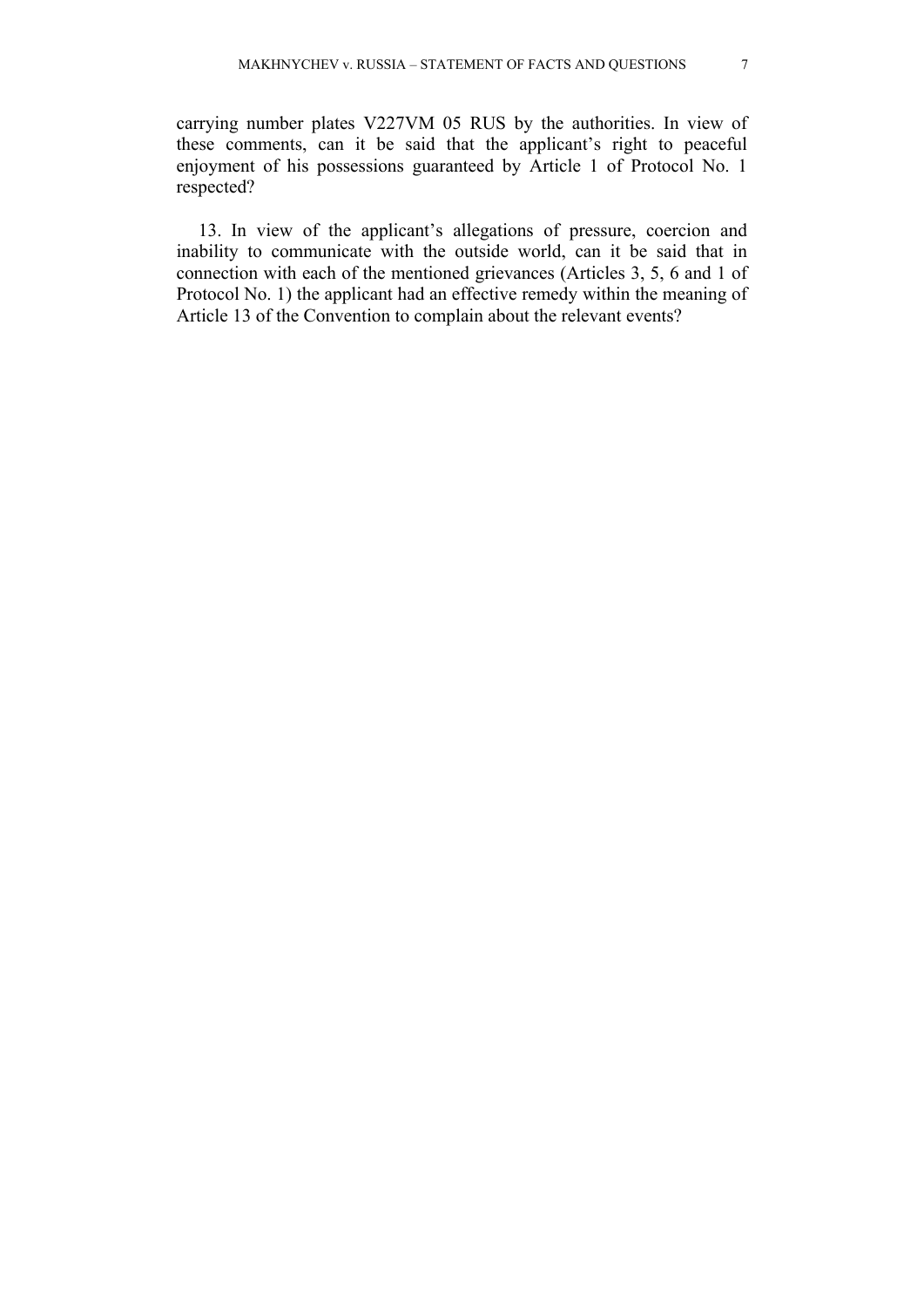carrying number plates V227VM 05 RUS by the authorities. In view of these comments, can it be said that the applicant's right to peaceful enjoyment of his possessions guaranteed by Article 1 of Protocol No. 1 respected?

13. In view of the applicant's allegations of pressure, coercion and inability to communicate with the outside world, can it be said that in connection with each of the mentioned grievances (Articles 3, 5, 6 and 1 of Protocol No. 1) the applicant had an effective remedy within the meaning of Article 13 of the Convention to complain about the relevant events?